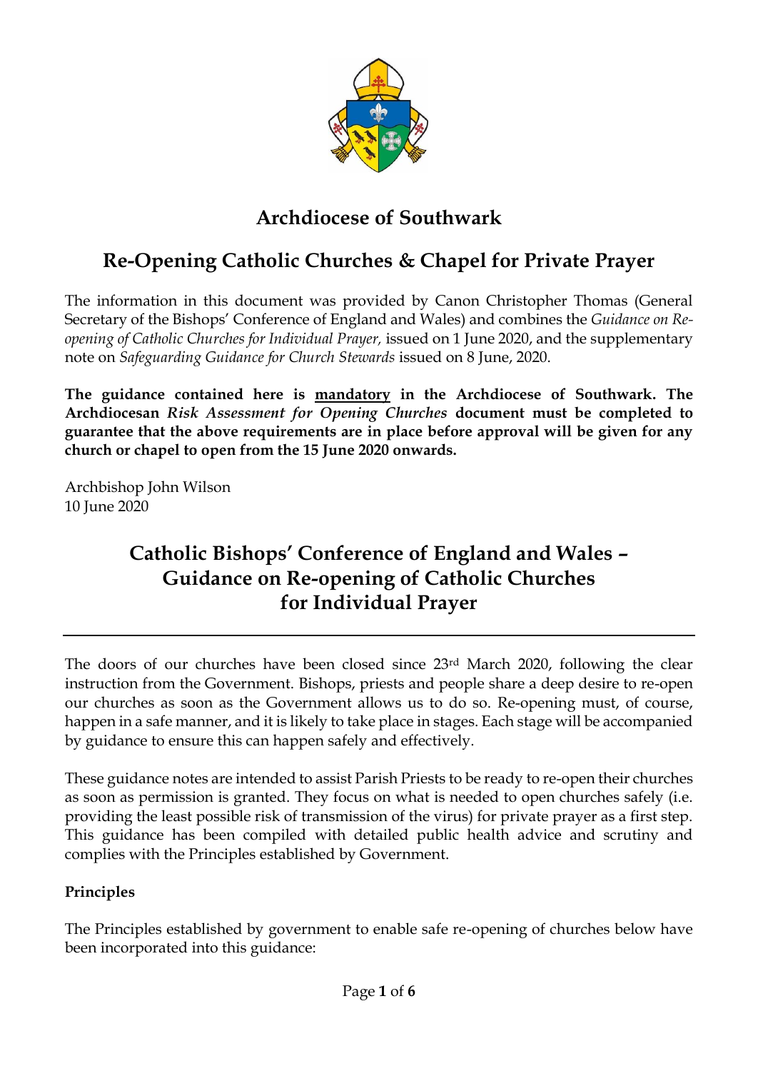# Archdiocese of Southwark

# Re-Opening Catholic Churches & Chapel for Private Prayer

The information in this document was provided by Canon Christopher Thomas (General Secretary of the Bishops' Conference of England and Wales) and combines the *Guidance on Re-opening of Catholic Churches for Individual Prayer,* issued on 1 June 2020, and the supplementary note on *Safeguarding Guidance for Church Stewards* issued on 8 June, 2020.

**The guidance contained here is <u>mandatory</u> in the Archdiocese of Southwark. The Archdiocesan *Risk Assessment for Opening Churches* document must be completed to guarantee that the above requirements are in place before approval will be given for any church or chapel to open from the 15 June 2020 onwards.**

Archbishop John Wilson
10 June 2020

## Catholic Bishops' Conference of England and Wales – Guidance on Re-opening of Catholic Churches for Individual Prayer

---

The doors of our churches have been closed since 23rd March 2020, following the clear instruction from the Government. Bishops, priests and people share a deep desire to re-open our churches as soon as the Government allows us to do so. Re-opening must, of course, happen in a safe manner, and it is likely to take place in stages. Each stage will be accompanied by guidance to ensure this can happen safely and effectively.

These guidance notes are intended to assist Parish Priests to be ready to re-open their churches as soon as permission is granted. They focus on what is needed to open churches safely (i.e. providing the least possible risk of transmission of the virus) for private prayer as a first step. This guidance has been compiled with detailed public health advice and scrutiny and complies with the Principles established by Government.

### Principles

The Principles established by government to enable safe re-opening of churches below have been incorporated into this guidance: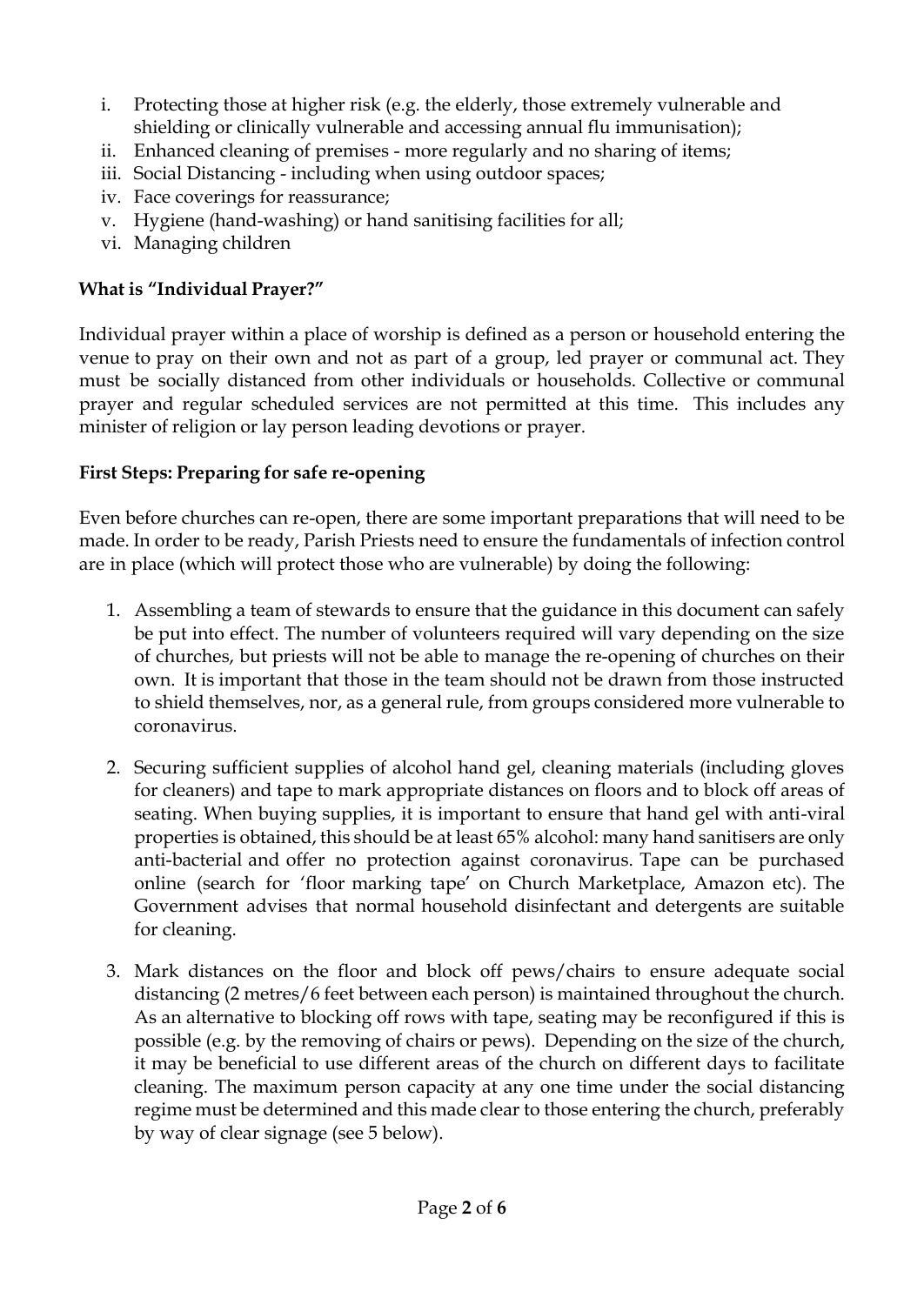i. Protecting those at higher risk (e.g. the elderly, those extremely vulnerable and shielding or clinically vulnerable and accessing annual flu immunisation);
ii. Enhanced cleaning of premises - more regularly and no sharing of items;
iii. Social Distancing - including when using outdoor spaces;
iv. Face coverings for reassurance;
v. Hygiene (hand-washing) or hand sanitising facilities for all;
vi. Managing children

**What is "Individual Prayer?"**

Individual prayer within a place of worship is defined as a person or household entering the venue to pray on their own and not as part of a group, led prayer or communal act. They must be socially distanced from other individuals or households. Collective or communal prayer and regular scheduled services are not permitted at this time. This includes any minister of religion or lay person leading devotions or prayer.

**First Steps: Preparing for safe re-opening**

Even before churches can re-open, there are some important preparations that will need to be made. In order to be ready, Parish Priests need to ensure the fundamentals of infection control are in place (which will protect those who are vulnerable) by doing the following:

1. Assembling a team of stewards to ensure that the guidance in this document can safely be put into effect. The number of volunteers required will vary depending on the size of churches, but priests will not be able to manage the re-opening of churches on their own. It is important that those in the team should not be drawn from those instructed to shield themselves, nor, as a general rule, from groups considered more vulnerable to coronavirus.

2. Securing sufficient supplies of alcohol hand gel, cleaning materials (including gloves for cleaners) and tape to mark appropriate distances on floors and to block off areas of seating. When buying supplies, it is important to ensure that hand gel with anti-viral properties is obtained, this should be at least 65% alcohol: many hand sanitisers are only anti-bacterial and offer no protection against coronavirus. Tape can be purchased online (search for 'floor marking tape' on Church Marketplace, Amazon etc). The Government advises that normal household disinfectant and detergents are suitable for cleaning.

3. Mark distances on the floor and block off pews/chairs to ensure adequate social distancing (2 metres/6 feet between each person) is maintained throughout the church. As an alternative to blocking off rows with tape, seating may be reconfigured if this is possible (e.g. by the removing of chairs or pews). Depending on the size of the church, it may be beneficial to use different areas of the church on different days to facilitate cleaning. The maximum person capacity at any one time under the social distancing regime must be determined and this made clear to those entering the church, preferably by way of clear signage (see 5 below).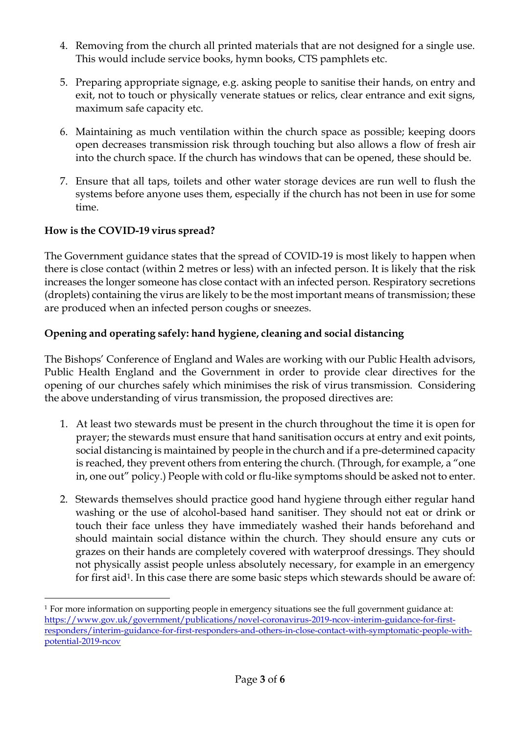4. Removing from the church all printed materials that are not designed for a single use. This would include service books, hymn books, CTS pamphlets etc.

5. Preparing appropriate signage, e.g. asking people to sanitise their hands, on entry and exit, not to touch or physically venerate statues or relics, clear entrance and exit signs, maximum safe capacity etc.

6. Maintaining as much ventilation within the church space as possible; keeping doors open decreases transmission risk through touching but also allows a flow of fresh air into the church space. If the church has windows that can be opened, these should be.

7. Ensure that all taps, toilets and other water storage devices are run well to flush the systems before anyone uses them, especially if the church has not been in use for some time.

**How is the COVID-19 virus spread?**

The Government guidance states that the spread of COVID-19 is most likely to happen when there is close contact (within 2 metres or less) with an infected person. It is likely that the risk increases the longer someone has close contact with an infected person. Respiratory secretions (droplets) containing the virus are likely to be the most important means of transmission; these are produced when an infected person coughs or sneezes.

**Opening and operating safely: hand hygiene, cleaning and social distancing**

The Bishops' Conference of England and Wales are working with our Public Health advisors, Public Health England and the Government in order to provide clear directives for the opening of our churches safely which minimises the risk of virus transmission. Considering the above understanding of virus transmission, the proposed directives are:

1. At least two stewards must be present in the church throughout the time it is open for prayer; the stewards must ensure that hand sanitisation occurs at entry and exit points, social distancing is maintained by people in the church and if a pre-determined capacity is reached, they prevent others from entering the church. (Through, for example, a "one in, one out" policy.) People with cold or flu-like symptoms should be asked not to enter.

2. Stewards themselves should practice good hand hygiene through either regular hand washing or the use of alcohol-based hand sanitiser. They should not eat or drink or touch their face unless they have immediately washed their hands beforehand and should maintain social distance within the church. They should ensure any cuts or grazes on their hands are completely covered with waterproof dressings. They should not physically assist people unless absolutely necessary, for example in an emergency for first aid[1]. In this case there are some basic steps which stewards should be aware of:

---

[1] For more information on supporting people in emergency situations see the full government guidance at: https://www.gov.uk/government/publications/novel-coronavirus-2019-ncov-interim-guidance-for-first-responders/interim-guidance-for-first-responders-and-others-in-close-contact-with-symptomatic-people-with-potential-2019-ncov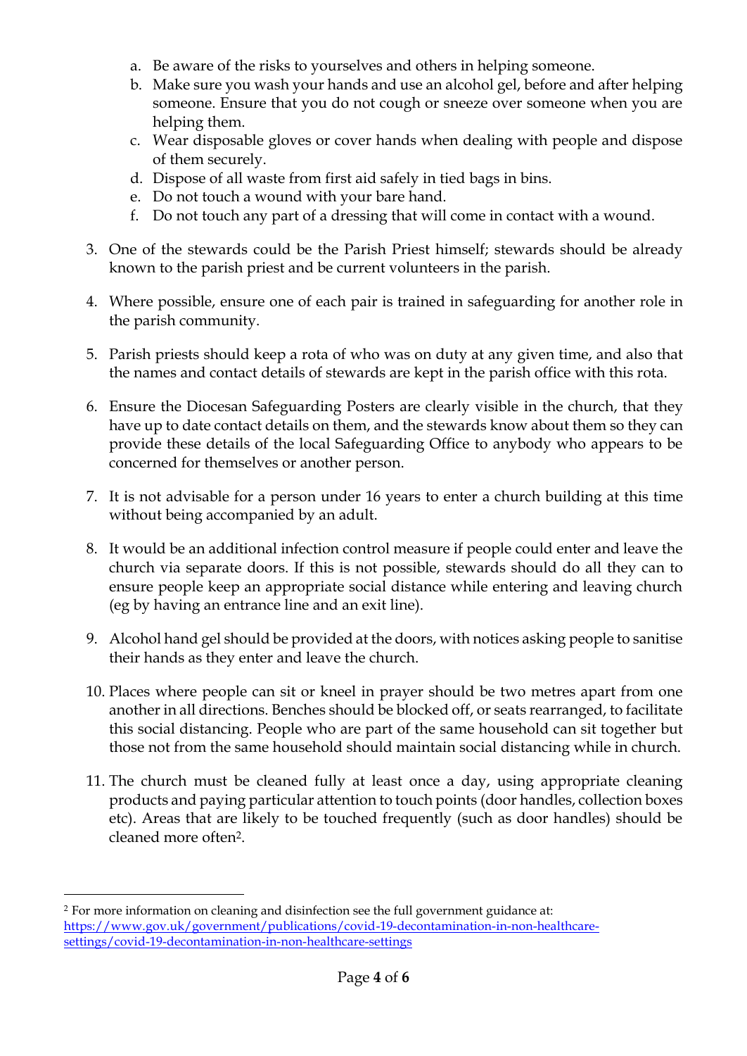a. Be aware of the risks to yourselves and others in helping someone.
b. Make sure you wash your hands and use an alcohol gel, before and after helping someone. Ensure that you do not cough or sneeze over someone when you are helping them.
c. Wear disposable gloves or cover hands when dealing with people and dispose of them securely.
d. Dispose of all waste from first aid safely in tied bags in bins.
e. Do not touch a wound with your bare hand.
f. Do not touch any part of a dressing that will come in contact with a wound.

3. One of the stewards could be the Parish Priest himself; stewards should be already known to the parish priest and be current volunteers in the parish.

4. Where possible, ensure one of each pair is trained in safeguarding for another role in the parish community.

5. Parish priests should keep a rota of who was on duty at any given time, and also that the names and contact details of stewards are kept in the parish office with this rota.

6. Ensure the Diocesan Safeguarding Posters are clearly visible in the church, that they have up to date contact details on them, and the stewards know about them so they can provide these details of the local Safeguarding Office to anybody who appears to be concerned for themselves or another person.

7. It is not advisable for a person under 16 years to enter a church building at this time without being accompanied by an adult.

8. It would be an additional infection control measure if people could enter and leave the church via separate doors. If this is not possible, stewards should do all they can to ensure people keep an appropriate social distance while entering and leaving church (eg by having an entrance line and an exit line).

9. Alcohol hand gel should be provided at the doors, with notices asking people to sanitise their hands as they enter and leave the church.

10. Places where people can sit or kneel in prayer should be two metres apart from one another in all directions. Benches should be blocked off, or seats rearranged, to facilitate this social distancing. People who are part of the same household can sit together but those not from the same household should maintain social distancing while in church.

11. The church must be cleaned fully at least once a day, using appropriate cleaning products and paying particular attention to touch points (door handles, collection boxes etc). Areas that are likely to be touched frequently (such as door handles) should be cleaned more often[2].

---

[2] For more information on cleaning and disinfection see the full government guidance at: https://www.gov.uk/government/publications/covid-19-decontamination-in-non-healthcare-settings/covid-19-decontamination-in-non-healthcare-settings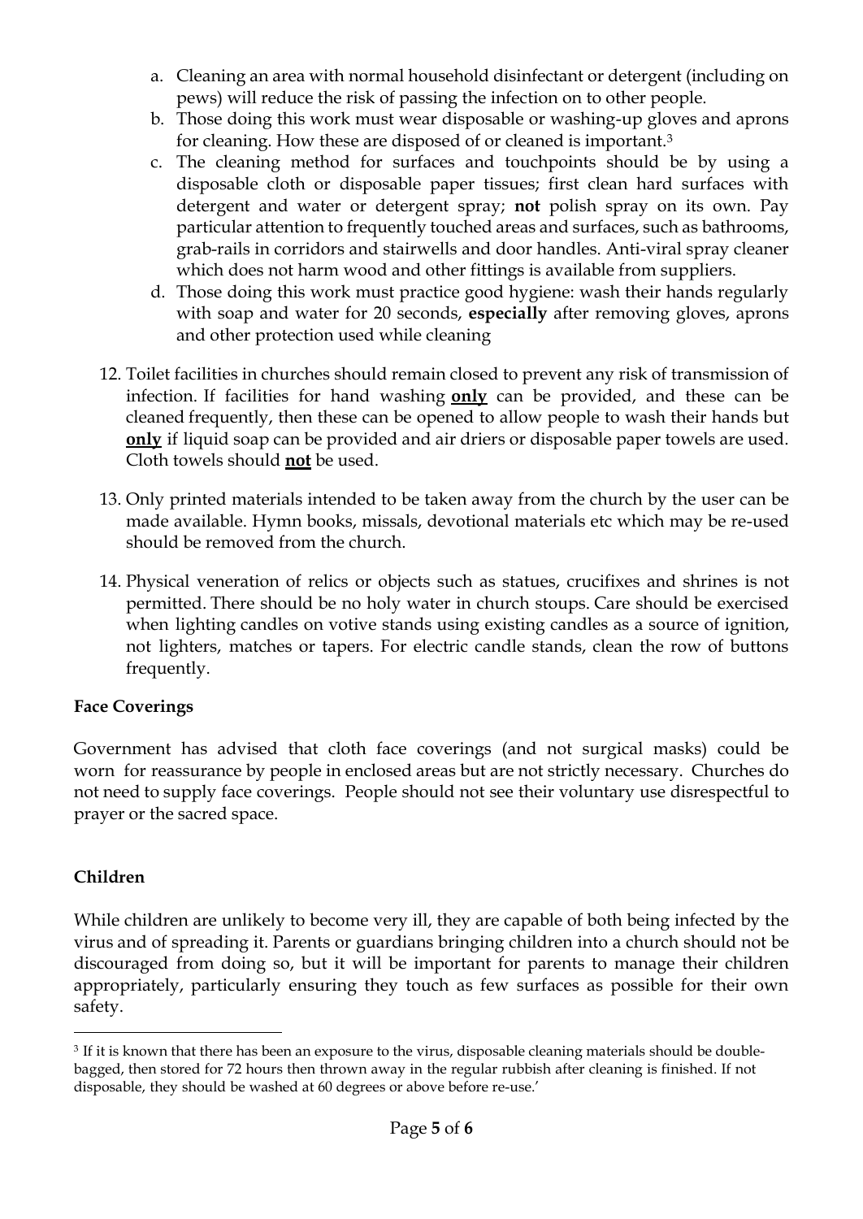a. Cleaning an area with normal household disinfectant or detergent (including on pews) will reduce the risk of passing the infection on to other people.
   b. Those doing this work must wear disposable or washing-up gloves and aprons for cleaning. How these are disposed of or cleaned is important.[3]
   c. The cleaning method for surfaces and touchpoints should be by using a disposable cloth or disposable paper tissues; first clean hard surfaces with detergent and water or detergent spray; **not** polish spray on its own. Pay particular attention to frequently touched areas and surfaces, such as bathrooms, grab-rails in corridors and stairwells and door handles. Anti-viral spray cleaner which does not harm wood and other fittings is available from suppliers.
   d. Those doing this work must practice good hygiene: wash their hands regularly with soap and water for 20 seconds, **especially** after removing gloves, aprons and other protection used while cleaning

12. Toilet facilities in churches should remain closed to prevent any risk of transmission of infection. If facilities for hand washing **only** can be provided, and these can be cleaned frequently, then these can be opened to allow people to wash their hands but **only** if liquid soap can be provided and air driers or disposable paper towels are used. Cloth towels should **not** be used.

13. Only printed materials intended to be taken away from the church by the user can be made available. Hymn books, missals, devotional materials etc which may be re-used should be removed from the church.

14. Physical veneration of relics or objects such as statues, crucifixes and shrines is not permitted. There should be no holy water in church stoups. Care should be exercised when lighting candles on votive stands using existing candles as a source of ignition, not lighters, matches or tapers. For electric candle stands, clean the row of buttons frequently.

**Face Coverings**

Government has advised that cloth face coverings (and not surgical masks) could be worn for reassurance by people in enclosed areas but are not strictly necessary. Churches do not need to supply face coverings. People should not see their voluntary use disrespectful to prayer or the sacred space.

**Children**

While children are unlikely to become very ill, they are capable of both being infected by the virus and of spreading it. Parents or guardians bringing children into a church should not be discouraged from doing so, but it will be important for parents to manage their children appropriately, particularly ensuring they touch as few surfaces as possible for their own safety.

[3] If it is known that there has been an exposure to the virus, disposable cleaning materials should be double-bagged, then stored for 72 hours then thrown away in the regular rubbish after cleaning is finished. If not disposable, they should be washed at 60 degrees or above before re-use.'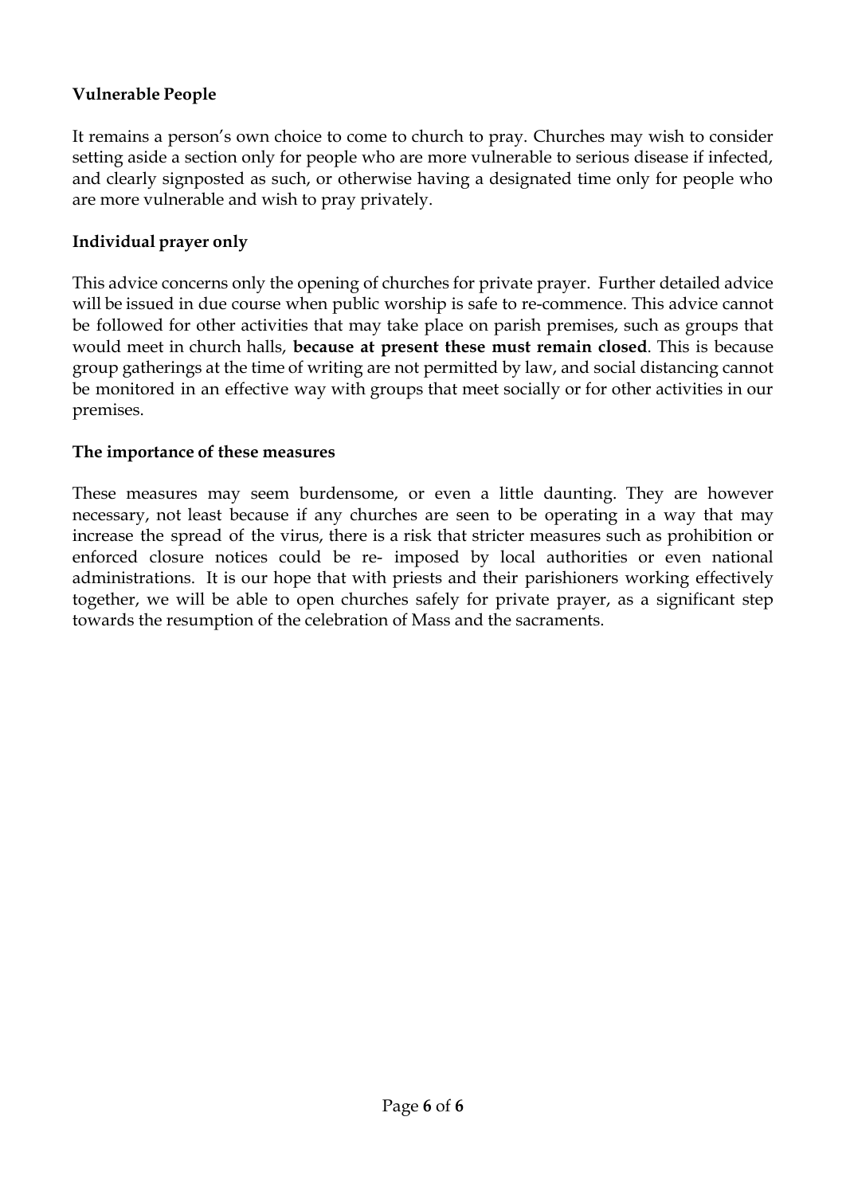**Vulnerable People**

It remains a person's own choice to come to church to pray. Churches may wish to consider setting aside a section only for people who are more vulnerable to serious disease if infected, and clearly signposted as such, or otherwise having a designated time only for people who are more vulnerable and wish to pray privately.

**Individual prayer only**

This advice concerns only the opening of churches for private prayer. Further detailed advice will be issued in due course when public worship is safe to re-commence. This advice cannot be followed for other activities that may take place on parish premises, such as groups that would meet in church halls, **because at present these must remain closed**. This is because group gatherings at the time of writing are not permitted by law, and social distancing cannot be monitored in an effective way with groups that meet socially or for other activities in our premises.

**The importance of these measures**

These measures may seem burdensome, or even a little daunting. They are however necessary, not least because if any churches are seen to be operating in a way that may increase the spread of the virus, there is a risk that stricter measures such as prohibition or enforced closure notices could be re- imposed by local authorities or even national administrations. It is our hope that with priests and their parishioners working effectively together, we will be able to open churches safely for private prayer, as a significant step towards the resumption of the celebration of Mass and the sacraments.